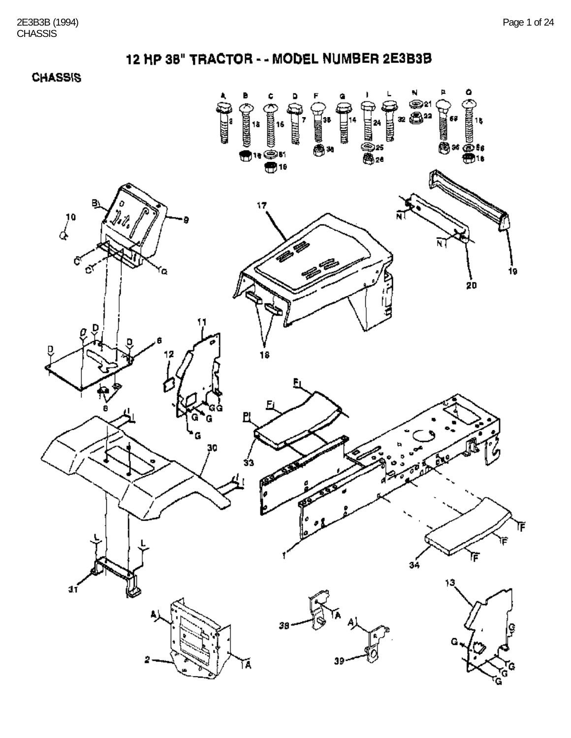# 12 HP 38" TRACTOR - - MODEL NUMBER 2E3B3B

## CHASSIS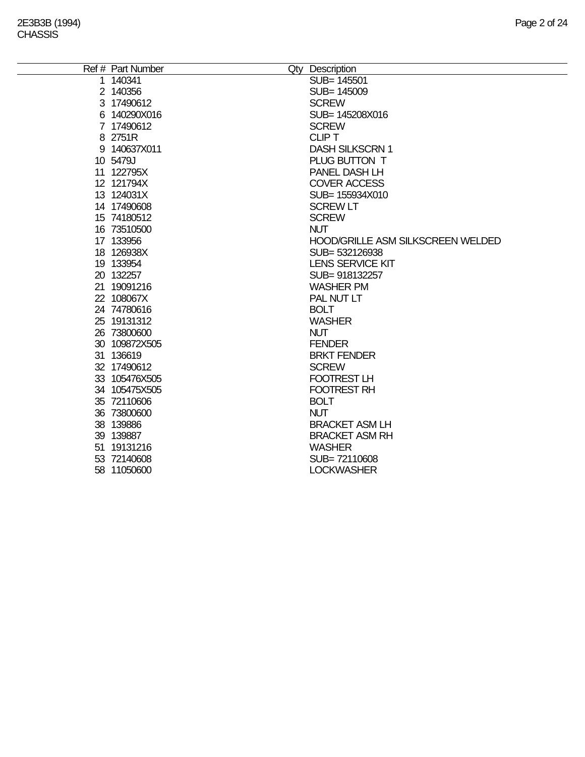| Ref # | Part Number | Qty | Description |
|---|---|---|---|
| 1 | 140341 | | SUB= 145501 |
| 2 | 140356 | | SUB= 145009 |
| 3 | 17490612 | | SCREW |
| 6 | 140290X016 | | SUB= 145208X016 |
| 7 | 17490612 | | SCREW |
| 8 | 2751R | | CLIP T |
| 9 | 140637X011 | | DASH SILKSCRN 1 |
| 10 | 5479J | | PLUG BUTTON T |
| 11 | 122795X | | PANEL DASH LH |
| 12 | 121794X | | COVER ACCESS |
| 13 | 124031X | | SUB= 155934X010 |
| 14 | 17490608 | | SCREW LT |
| 15 | 74180512 | | SCREW |
| 16 | 73510500 | | NUT |
| 17 | 133956 | | HOOD/GRILLE ASM SILKSCREEN WELDED |
| 18 | 126938X | | SUB= 532126938 |
| 19 | 133954 | | LENS SERVICE KIT |
| 20 | 132257 | | SUB= 918132257 |
| 21 | 19091216 | | WASHER PM |
| 22 | 108067X | | PAL NUT LT |
| 24 | 74780616 | | BOLT |
| 25 | 19131312 | | WASHER |
| 26 | 73800600 | | NUT |
| 30 | 109872X505 | | FENDER |
| 31 | 136619 | | BRKT FENDER |
| 32 | 17490612 | | SCREW |
| 33 | 105476X505 | | FOOTREST LH |
| 34 | 105475X505 | | FOOTREST RH |
| 35 | 72110606 | | BOLT |
| 36 | 73800600 | | NUT |
| 38 | 139886 | | BRACKET ASM LH |
| 39 | 139887 | | BRACKET ASM RH |
| 51 | 19131216 | | WASHER |
| 53 | 72140608 | | SUB= 72110608 |
| 58 | 11050600 | | LOCKWASHER |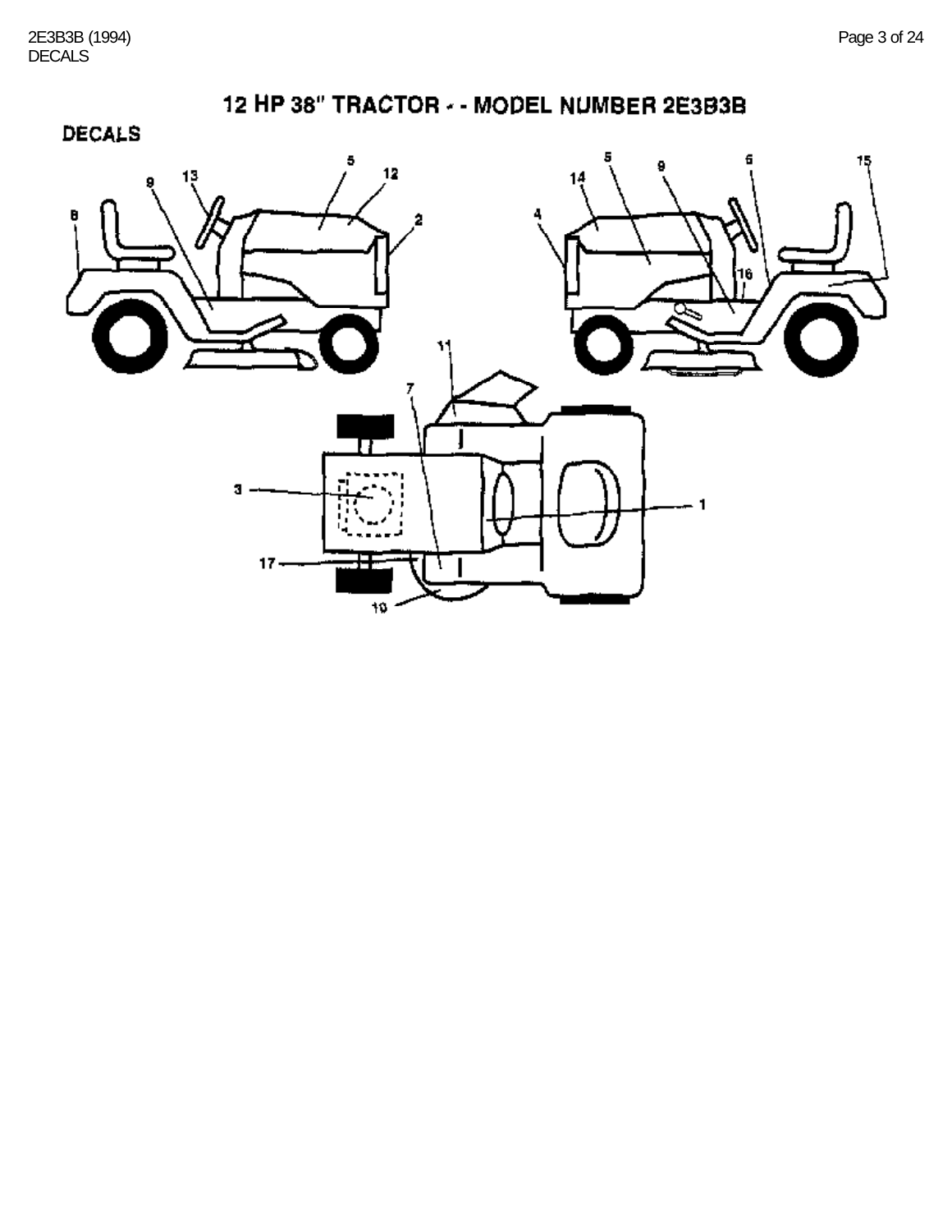# 12 HP 38" TRACTOR - - MODEL NUMBER 2E3B3B

## DECALS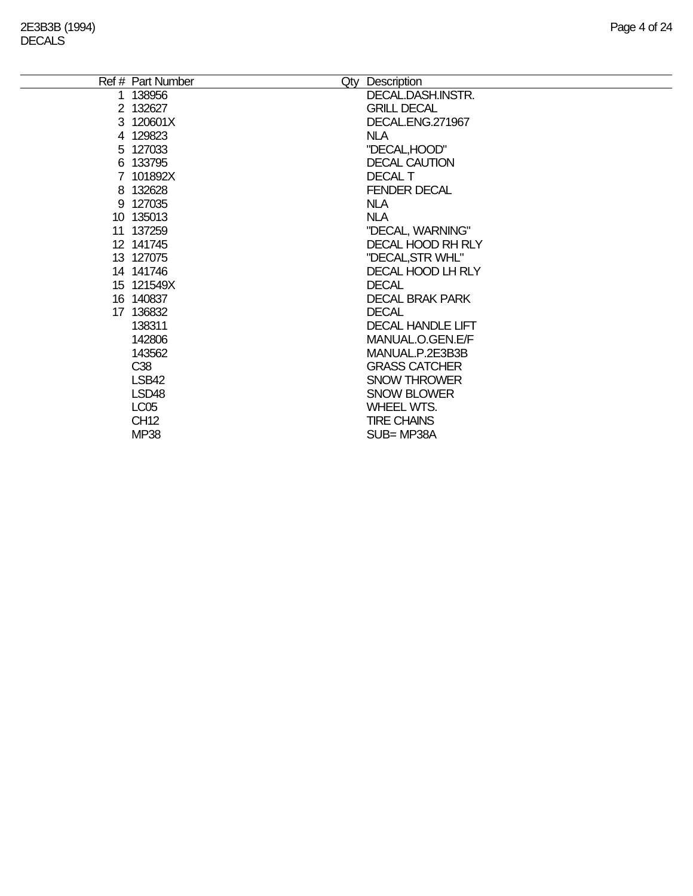# 2E3B3B (1994)
## DECALS

| Ref # | Part Number | Qty | Description |
|---|---|---|---|
| 1 | 138956 | | DECAL.DASH.INSTR. |
| 2 | 132627 | | GRILL DECAL |
| 3 | 120601X | | DECAL.ENG.271967 |
| 4 | 129823 | | NLA |
| 5 | 127033 | | "DECAL,HOOD" |
| 6 | 133795 | | DECAL CAUTION |
| 7 | 101892X | | DECAL T |
| 8 | 132628 | | FENDER DECAL |
| 9 | 127035 | | NLA |
| 10 | 135013 | | NLA |
| 11 | 137259 | | "DECAL, WARNING" |
| 12 | 141745 | | DECAL HOOD RH RLY |
| 13 | 127075 | | "DECAL,STR WHL" |
| 14 | 141746 | | DECAL HOOD LH RLY |
| 15 | 121549X | | DECAL |
| 16 | 140837 | | DECAL BRAK PARK |
| 17 | 136832 | | DECAL |
| | 138311 | | DECAL HANDLE LIFT |
| | 142806 | | MANUAL.O.GEN.E/F |
| | 143562 | | MANUAL.P.2E3B3B |
| | C38 | | GRASS CATCHER |
| | LSB42 | | SNOW THROWER |
| | LSD48 | | SNOW BLOWER |
| | LC05 | | WHEEL WTS. |
| | CH12 | | TIRE CHAINS |
| | MP38 | | SUB= MP38A |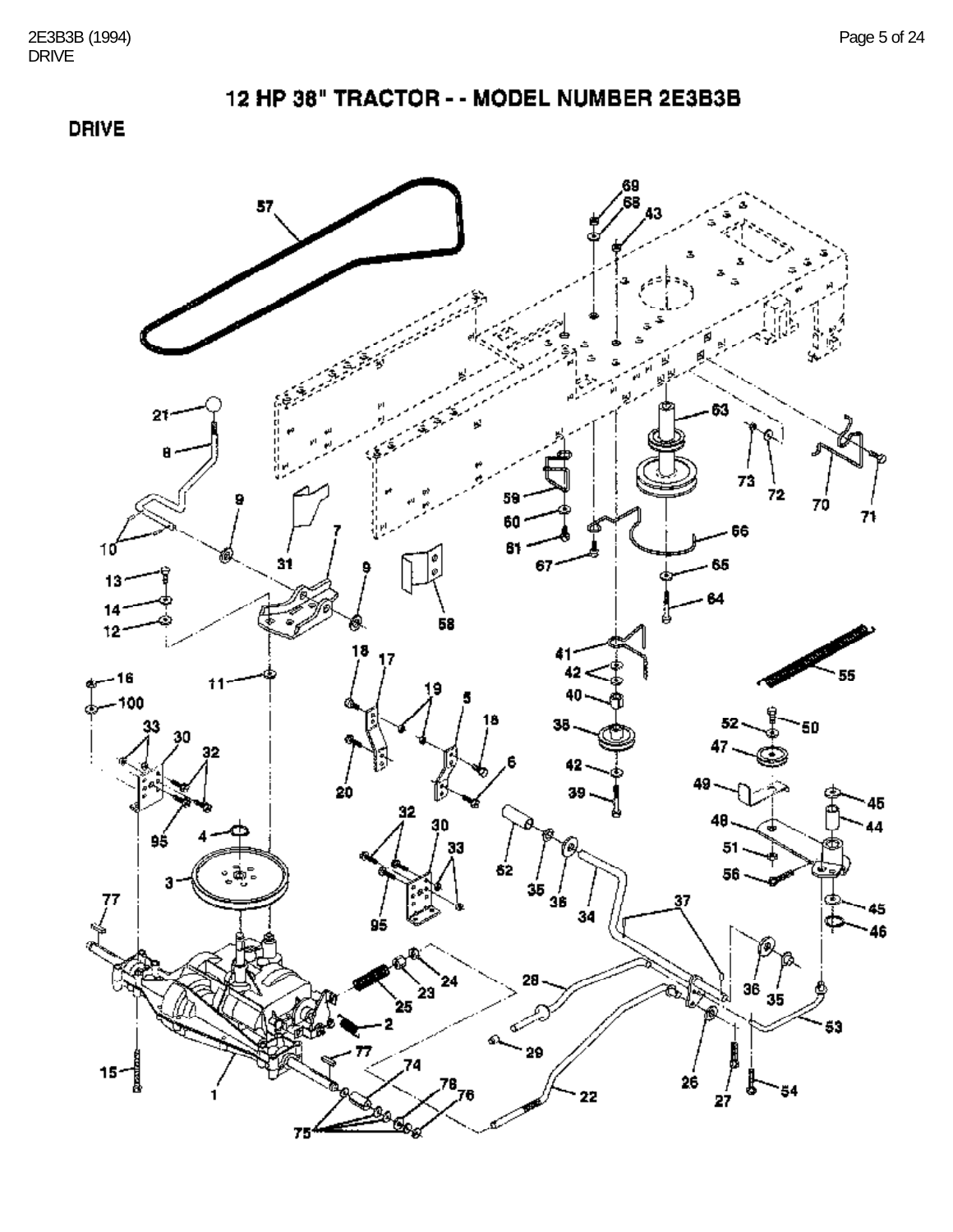# 12 HP 38" TRACTOR - - MODEL NUMBER 2E3B3B

## DRIVE

57 69 68 43 21 63 8 73 72 70 71 9 59 10 7 60 66 31 61 67 13 65 9 14 64 12 58 18 17 41 16 11 42 55 100 19 5 40 33 18 38 52 50 30 32 6 47 42 20 49 39 45 95 4 32 30 48 44 33 51 3 62 35 56 77 38 34 37 45 95 46 24 28 23 36 35 25 15 2 53 29 77 74 26 1 78 76 22 27 54 75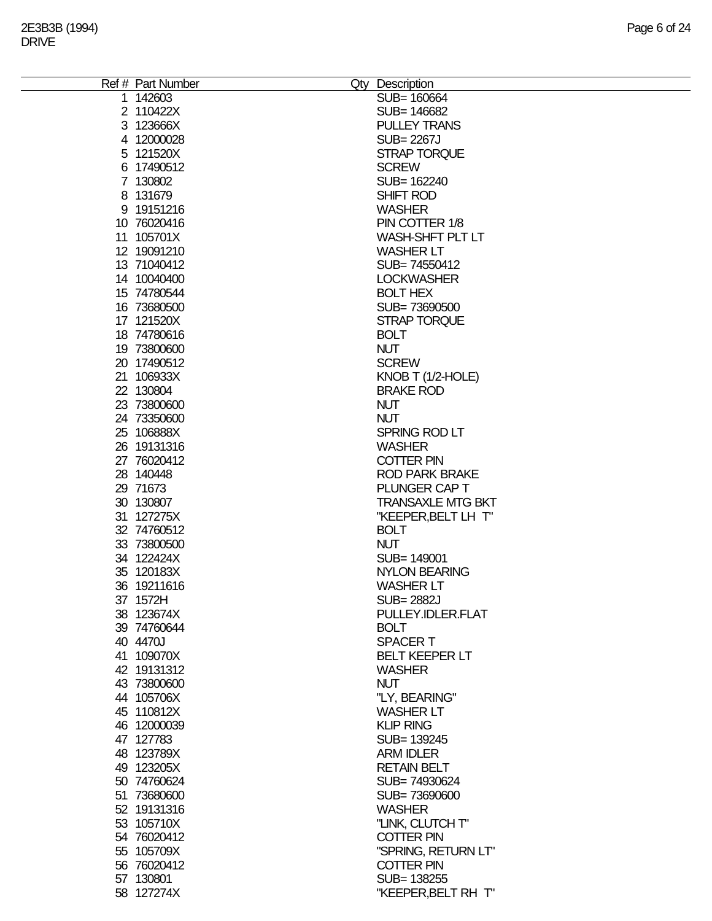2E3B3B (1994)
DRIVE

| Ref # | Part Number | Qty | Description |
|---|---|---|---|
| 1 | 142603 | | SUB= 160664 |
| 2 | 110422X | | SUB= 146682 |
| 3 | 123666X | | PULLEY TRANS |
| 4 | 12000028 | | SUB= 2267J |
| 5 | 121520X | | STRAP TORQUE |
| 6 | 17490512 | | SCREW |
| 7 | 130802 | | SUB= 162240 |
| 8 | 131679 | | SHIFT ROD |
| 9 | 19151216 | | WASHER |
| 10 | 76020416 | | PIN COTTER 1/8 |
| 11 | 105701X | | WASH-SHFT PLT LT |
| 12 | 19091210 | | WASHER LT |
| 13 | 71040412 | | SUB= 74550412 |
| 14 | 10040400 | | LOCKWASHER |
| 15 | 74780544 | | BOLT HEX |
| 16 | 73680500 | | SUB= 73690500 |
| 17 | 121520X | | STRAP TORQUE |
| 18 | 74780616 | | BOLT |
| 19 | 73800600 | | NUT |
| 20 | 17490512 | | SCREW |
| 21 | 106933X | | KNOB T (1/2-HOLE) |
| 22 | 130804 | | BRAKE ROD |
| 23 | 73800600 | | NUT |
| 24 | 73350600 | | NUT |
| 25 | 106888X | | SPRING ROD LT |
| 26 | 19131316 | | WASHER |
| 27 | 76020412 | | COTTER PIN |
| 28 | 140448 | | ROD PARK BRAKE |
| 29 | 71673 | | PLUNGER CAP T |
| 30 | 130807 | | TRANSAXLE MTG BKT |
| 31 | 127275X | | "KEEPER,BELT LH T" |
| 32 | 74760512 | | BOLT |
| 33 | 73800500 | | NUT |
| 34 | 122424X | | SUB= 149001 |
| 35 | 120183X | | NYLON BEARING |
| 36 | 19211616 | | WASHER LT |
| 37 | 1572H | | SUB= 2882J |
| 38 | 123674X | | PULLEY.IDLER.FLAT |
| 39 | 74760644 | | BOLT |
| 40 | 4470J | | SPACER T |
| 41 | 109070X | | BELT KEEPER LT |
| 42 | 19131312 | | WASHER |
| 43 | 73800600 | | NUT |
| 44 | 105706X | | "LY, BEARING" |
| 45 | 110812X | | WASHER LT |
| 46 | 12000039 | | KLIP RING |
| 47 | 127783 | | SUB= 139245 |
| 48 | 123789X | | ARM IDLER |
| 49 | 123205X | | RETAIN BELT |
| 50 | 74760624 | | SUB= 74930624 |
| 51 | 73680600 | | SUB= 73690600 |
| 52 | 19131316 | | WASHER |
| 53 | 105710X | | "LINK, CLUTCH T" |
| 54 | 76020412 | | COTTER PIN |
| 55 | 105709X | | "SPRING, RETURN LT" |
| 56 | 76020412 | | COTTER PIN |
| 57 | 130801 | | SUB= 138255 |
| 58 | 127274X | | "KEEPER,BELT RH T" |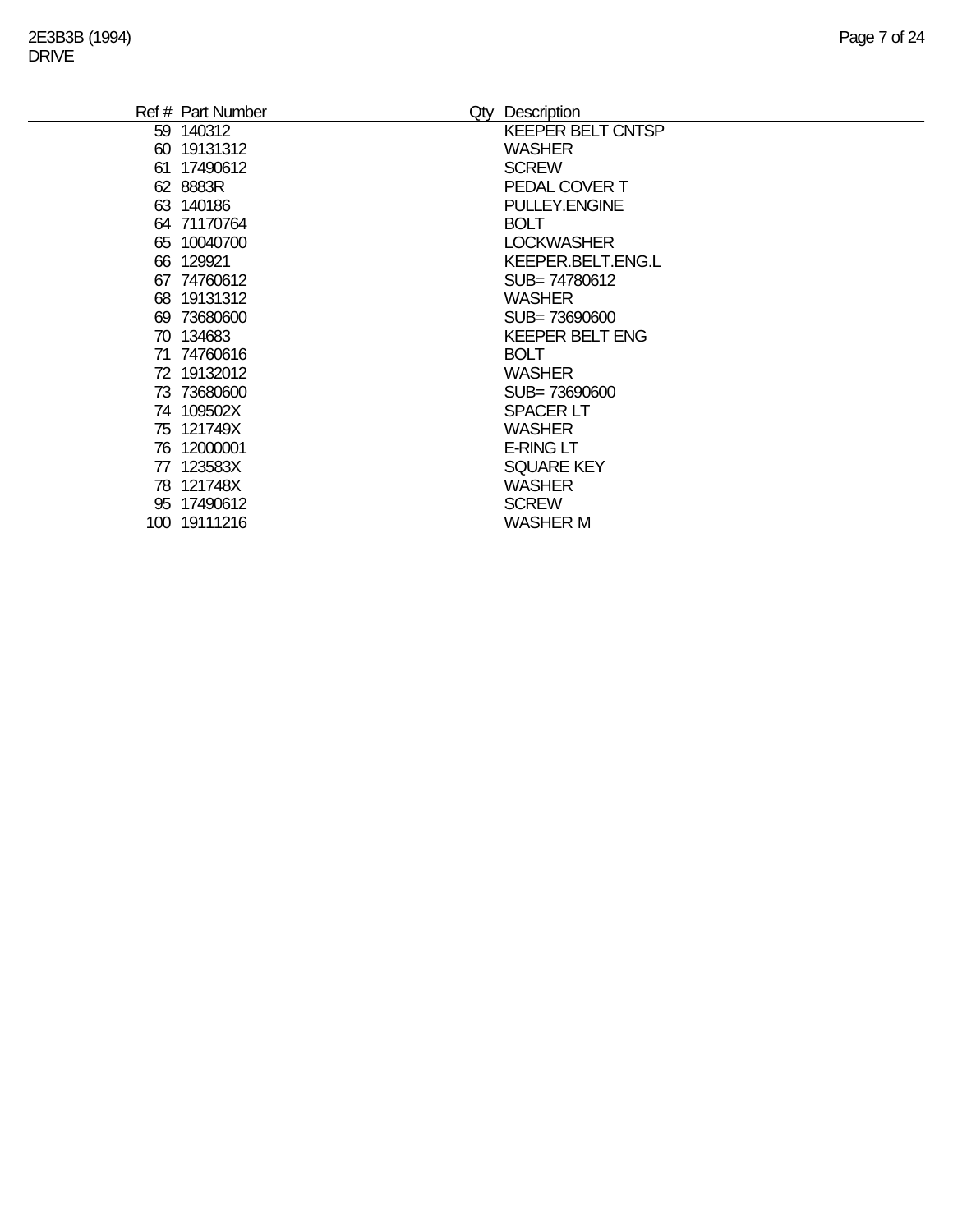| Ref # | Part Number | Qty | Description |
|---|---|---|---|
| 59 | 140312 | | KEEPER BELT CNTSP |
| 60 | 19131312 | | WASHER |
| 61 | 17490612 | | SCREW |
| 62 | 8883R | | PEDAL COVER T |
| 63 | 140186 | | PULLEY.ENGINE |
| 64 | 71170764 | | BOLT |
| 65 | 10040700 | | LOCKWASHER |
| 66 | 129921 | | KEEPER.BELT.ENG.L |
| 67 | 74760612 | | SUB= 74780612 |
| 68 | 19131312 | | WASHER |
| 69 | 73680600 | | SUB= 73690600 |
| 70 | 134683 | | KEEPER BELT ENG |
| 71 | 74760616 | | BOLT |
| 72 | 19132012 | | WASHER |
| 73 | 73680600 | | SUB= 73690600 |
| 74 | 109502X | | SPACER LT |
| 75 | 121749X | | WASHER |
| 76 | 12000001 | | E-RING LT |
| 77 | 123583X | | SQUARE KEY |
| 78 | 121748X | | WASHER |
| 95 | 17490612 | | SCREW |
| 100 | 19111216 | | WASHER M |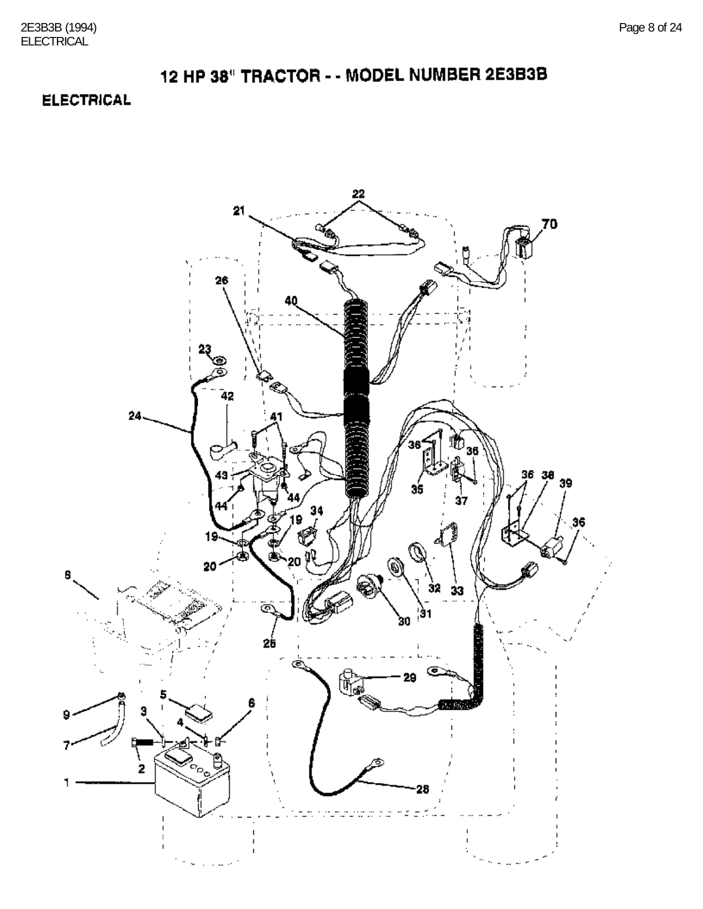# 12 HP 38" TRACTOR - - MODEL NUMBER 2E3B3B

## ELECTRICAL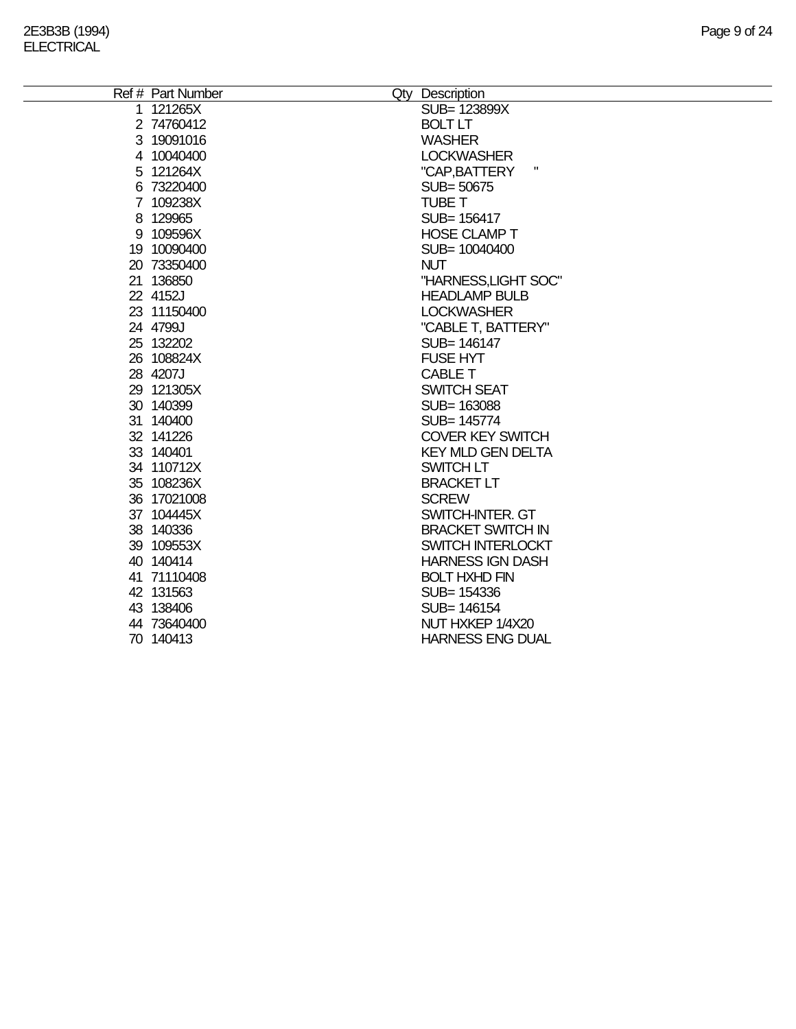2E3B3B (1994)
ELECTRICAL

| Ref # | Part Number | Qty | Description |
|---|---|---|---|
| 1 | 121265X | | SUB= 123899X |
| 2 | 74760412 | | BOLT LT |
| 3 | 19091016 | | WASHER |
| 4 | 10040400 | | LOCKWASHER |
| 5 | 121264X | | "CAP,BATTERY " |
| 6 | 73220400 | | SUB= 50675 |
| 7 | 109238X | | TUBE T |
| 8 | 129965 | | SUB= 156417 |
| 9 | 109596X | | HOSE CLAMP T |
| 19 | 10090400 | | SUB= 10040400 |
| 20 | 73350400 | | NUT |
| 21 | 136850 | | "HARNESS,LIGHT SOC" |
| 22 | 4152J | | HEADLAMP BULB |
| 23 | 11150400 | | LOCKWASHER |
| 24 | 4799J | | "CABLE T, BATTERY" |
| 25 | 132202 | | SUB= 146147 |
| 26 | 108824X | | FUSE HYT |
| 28 | 4207J | | CABLE T |
| 29 | 121305X | | SWITCH SEAT |
| 30 | 140399 | | SUB= 163088 |
| 31 | 140400 | | SUB= 145774 |
| 32 | 141226 | | COVER KEY SWITCH |
| 33 | 140401 | | KEY MLD GEN DELTA |
| 34 | 110712X | | SWITCH LT |
| 35 | 108236X | | BRACKET LT |
| 36 | 17021008 | | SCREW |
| 37 | 104445X | | SWITCH-INTER. GT |
| 38 | 140336 | | BRACKET SWITCH IN |
| 39 | 109553X | | SWITCH INTERLOCKT |
| 40 | 140414 | | HARNESS IGN DASH |
| 41 | 71110408 | | BOLT HXHD FIN |
| 42 | 131563 | | SUB= 154336 |
| 43 | 138406 | | SUB= 146154 |
| 44 | 73640400 | | NUT HXKEP 1/4X20 |
| 70 | 140413 | | HARNESS ENG DUAL |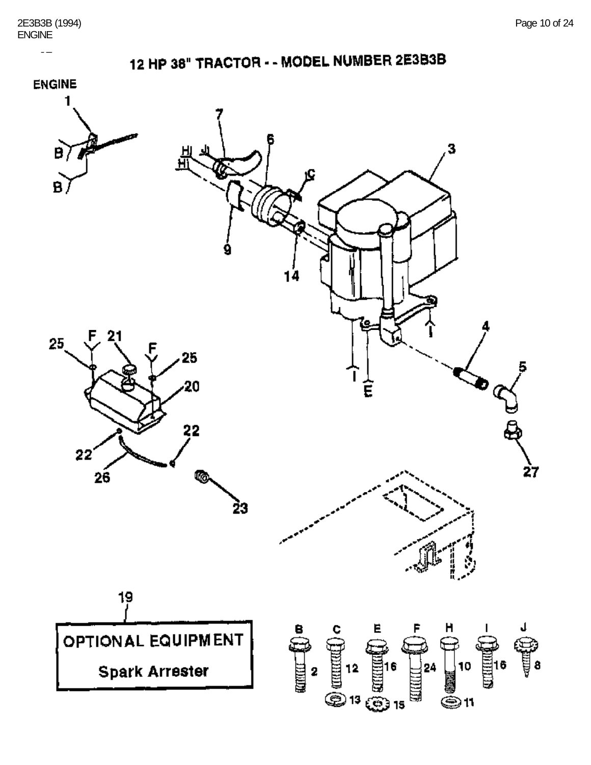# 12 HP 38" TRACTOR - - MODEL NUMBER 2E3B3B

## ENGINE

**OPTIONAL EQUIPMENT**

**Spark Arrester**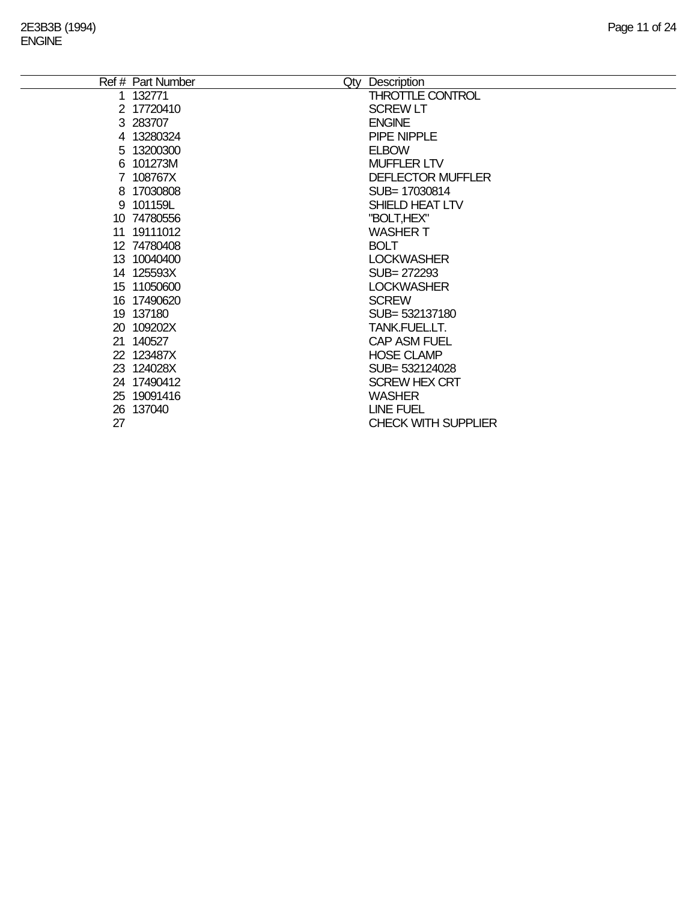2E3B3B (1994)
ENGINE

| Ref # | Part Number | Qty | Description |
|---|---|---|---|
| 1 | 132771 | | THROTTLE CONTROL |
| 2 | 17720410 | | SCREW LT |
| 3 | 283707 | | ENGINE |
| 4 | 13280324 | | PIPE NIPPLE |
| 5 | 13200300 | | ELBOW |
| 6 | 101273M | | MUFFLER LTV |
| 7 | 108767X | | DEFLECTOR MUFFLER |
| 8 | 17030808 | | SUB= 17030814 |
| 9 | 101159L | | SHIELD HEAT LTV |
| 10 | 74780556 | | "BOLT,HEX" |
| 11 | 19111012 | | WASHER T |
| 12 | 74780408 | | BOLT |
| 13 | 10040400 | | LOCKWASHER |
| 14 | 125593X | | SUB= 272293 |
| 15 | 11050600 | | LOCKWASHER |
| 16 | 17490620 | | SCREW |
| 19 | 137180 | | SUB= 532137180 |
| 20 | 109202X | | TANK.FUEL.LT. |
| 21 | 140527 | | CAP ASM FUEL |
| 22 | 123487X | | HOSE CLAMP |
| 23 | 124028X | | SUB= 532124028 |
| 24 | 17490412 | | SCREW HEX CRT |
| 25 | 19091416 | | WASHER |
| 26 | 137040 | | LINE FUEL |
| 27 | | | CHECK WITH SUPPLIER |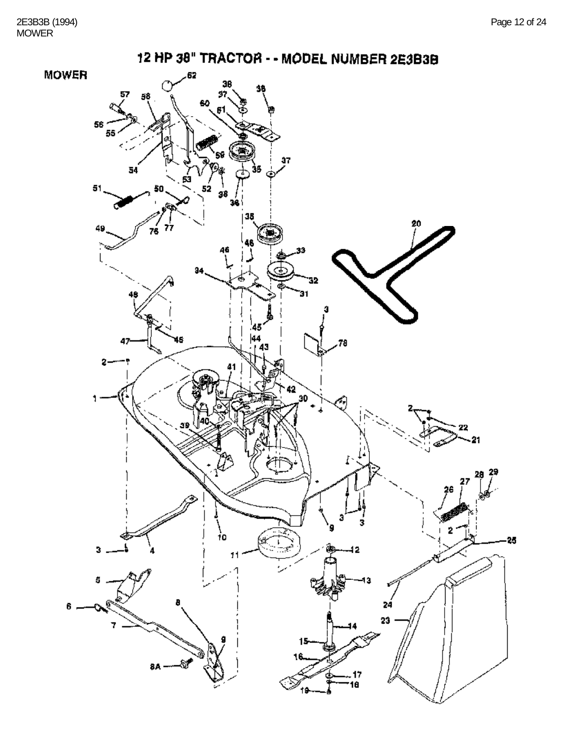# 12 HP 38" TRACTOR - - MODEL NUMBER 2E3B3B

## MOWER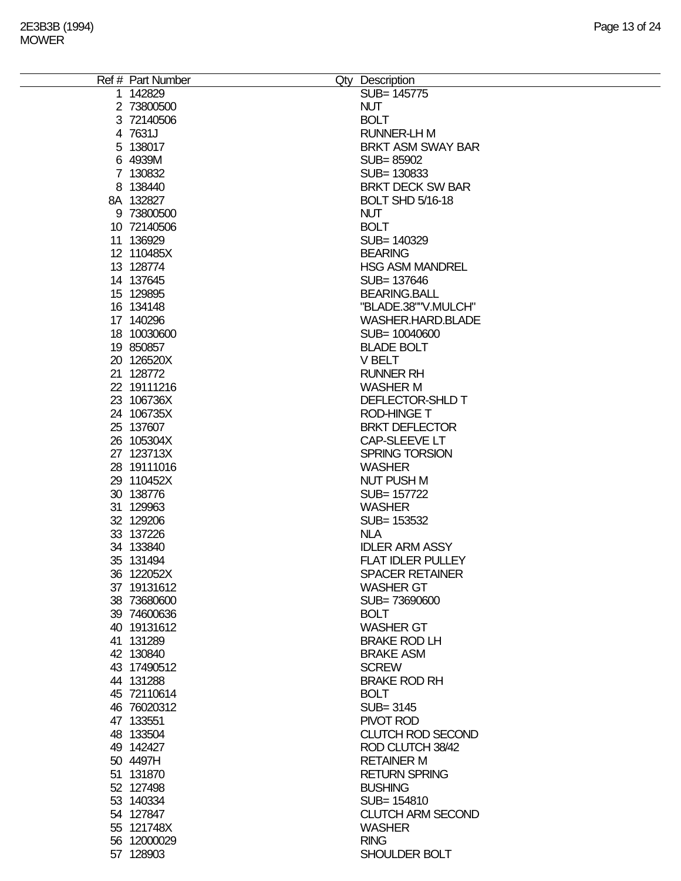| Ref # | Part Number | Qty | Description |
|---|---|---|---|
| 1 | 142829 | | SUB= 145775 |
| 2 | 73800500 | | NUT |
| 3 | 72140506 | | BOLT |
| 4 | 7631J | | RUNNER-LH M |
| 5 | 138017 | | BRKT ASM SWAY BAR |
| 6 | 4939M | | SUB= 85902 |
| 7 | 130832 | | SUB= 130833 |
| 8 | 138440 | | BRKT DECK SW BAR |
| 8A | 132827 | | BOLT SHD 5/16-18 |
| 9 | 73800500 | | NUT |
| 10 | 72140506 | | BOLT |
| 11 | 136929 | | SUB= 140329 |
| 12 | 110485X | | BEARING |
| 13 | 128774 | | HSG ASM MANDREL |
| 14 | 137645 | | SUB= 137646 |
| 15 | 129895 | | BEARING.BALL |
| 16 | 134148 | | "BLADE.38""V.MULCH" |
| 17 | 140296 | | WASHER.HARD.BLADE |
| 18 | 10030600 | | SUB= 10040600 |
| 19 | 850857 | | BLADE BOLT |
| 20 | 126520X | | V BELT |
| 21 | 128772 | | RUNNER RH |
| 22 | 19111216 | | WASHER M |
| 23 | 106736X | | DEFLECTOR-SHLD T |
| 24 | 106735X | | ROD-HINGE T |
| 25 | 137607 | | BRKT DEFLECTOR |
| 26 | 105304X | | CAP-SLEEVE LT |
| 27 | 123713X | | SPRING TORSION |
| 28 | 19111016 | | WASHER |
| 29 | 110452X | | NUT PUSH M |
| 30 | 138776 | | SUB= 157722 |
| 31 | 129963 | | WASHER |
| 32 | 129206 | | SUB= 153532 |
| 33 | 137226 | | NLA |
| 34 | 133840 | | IDLER ARM ASSY |
| 35 | 131494 | | FLAT IDLER PULLEY |
| 36 | 122052X | | SPACER RETAINER |
| 37 | 19131612 | | WASHER GT |
| 38 | 73680600 | | SUB= 73690600 |
| 39 | 74600636 | | BOLT |
| 40 | 19131612 | | WASHER GT |
| 41 | 131289 | | BRAKE ROD LH |
| 42 | 130840 | | BRAKE ASM |
| 43 | 17490512 | | SCREW |
| 44 | 131288 | | BRAKE ROD RH |
| 45 | 72110614 | | BOLT |
| 46 | 76020312 | | SUB= 3145 |
| 47 | 133551 | | PIVOT ROD |
| 48 | 133504 | | CLUTCH ROD SECOND |
| 49 | 142427 | | ROD CLUTCH 38/42 |
| 50 | 4497H | | RETAINER M |
| 51 | 131870 | | RETURN SPRING |
| 52 | 127498 | | BUSHING |
| 53 | 140334 | | SUB= 154810 |
| 54 | 127847 | | CLUTCH ARM SECOND |
| 55 | 121748X | | WASHER |
| 56 | 12000029 | | RING |
| 57 | 128903 | | SHOULDER BOLT |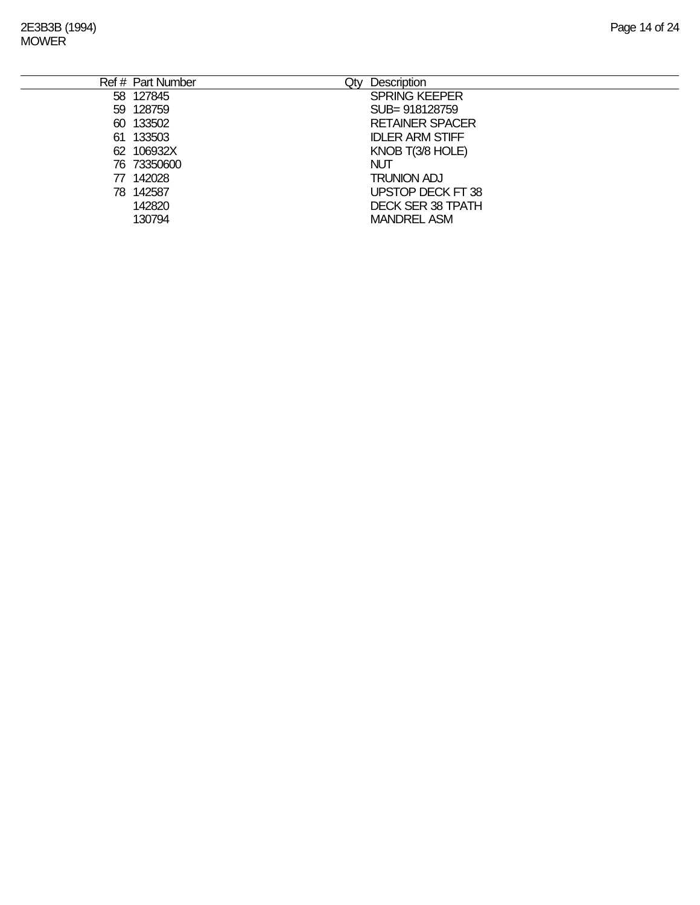| Ref # | Part Number | Qty | Description |
|---|---|---|---|
| 58 | 127845 | | SPRING KEEPER |
| 59 | 128759 | | SUB= 918128759 |
| 60 | 133502 | | RETAINER SPACER |
| 61 | 133503 | | IDLER ARM STIFF |
| 62 | 106932X | | KNOB T(3/8 HOLE) |
| 76 | 73350600 | | NUT |
| 77 | 142028 | | TRUNION ADJ |
| 78 | 142587 | | UPSTOP DECK FT 38 |
| | 142820 | | DECK SER 38 TPATH |
| | 130794 | | MANDREL ASM |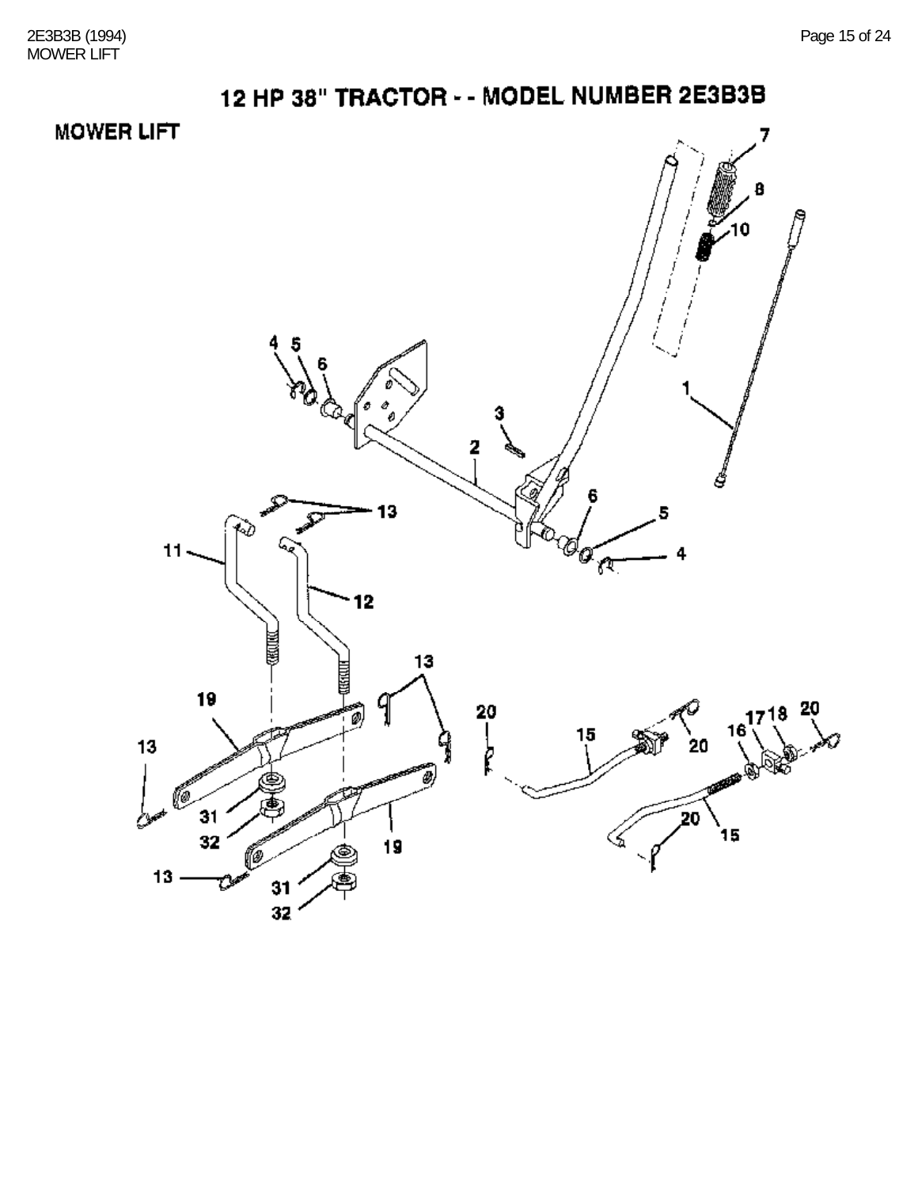# 12 HP 38" TRACTOR - - MODEL NUMBER 2E3B3B

## MOWER LIFT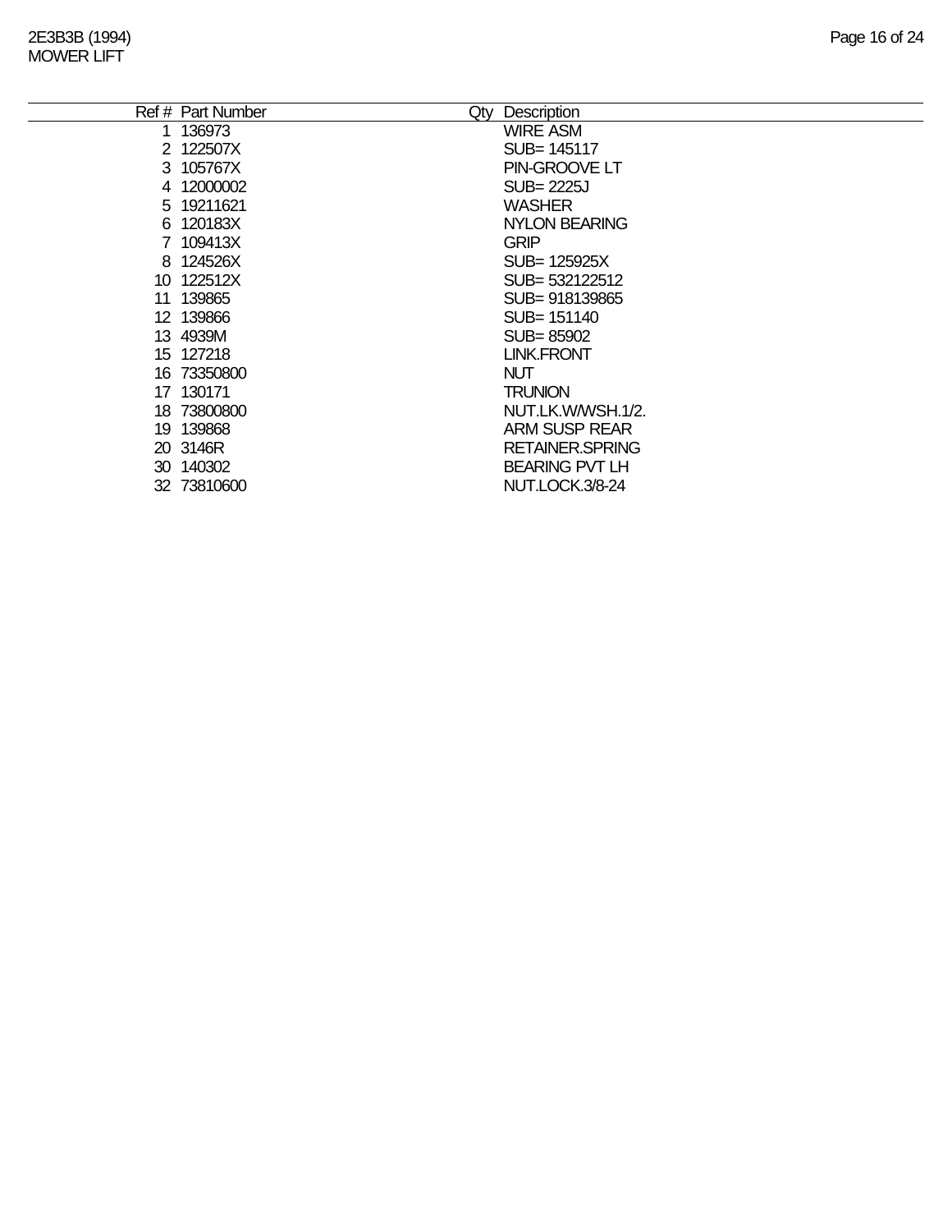2E3B3B (1994)
MOWER LIFT

| Ref # | Part Number | Qty | Description |
|---|---|---|---|
| 1 | 136973 | | WIRE ASM |
| 2 | 122507X | | SUB= 145117 |
| 3 | 105767X | | PIN-GROOVE LT |
| 4 | 12000002 | | SUB= 2225J |
| 5 | 19211621 | | WASHER |
| 6 | 120183X | | NYLON BEARING |
| 7 | 109413X | | GRIP |
| 8 | 124526X | | SUB= 125925X |
| 10 | 122512X | | SUB= 532122512 |
| 11 | 139865 | | SUB= 918139865 |
| 12 | 139866 | | SUB= 151140 |
| 13 | 4939M | | SUB= 85902 |
| 15 | 127218 | | LINK.FRONT |
| 16 | 73350800 | | NUT |
| 17 | 130171 | | TRUNION |
| 18 | 73800800 | | NUT.LK.W/WSH.1/2. |
| 19 | 139868 | | ARM SUSP REAR |
| 20 | 3146R | | RETAINER.SPRING |
| 30 | 140302 | | BEARING PVT LH |
| 32 | 73810600 | | NUT.LOCK.3/8-24 |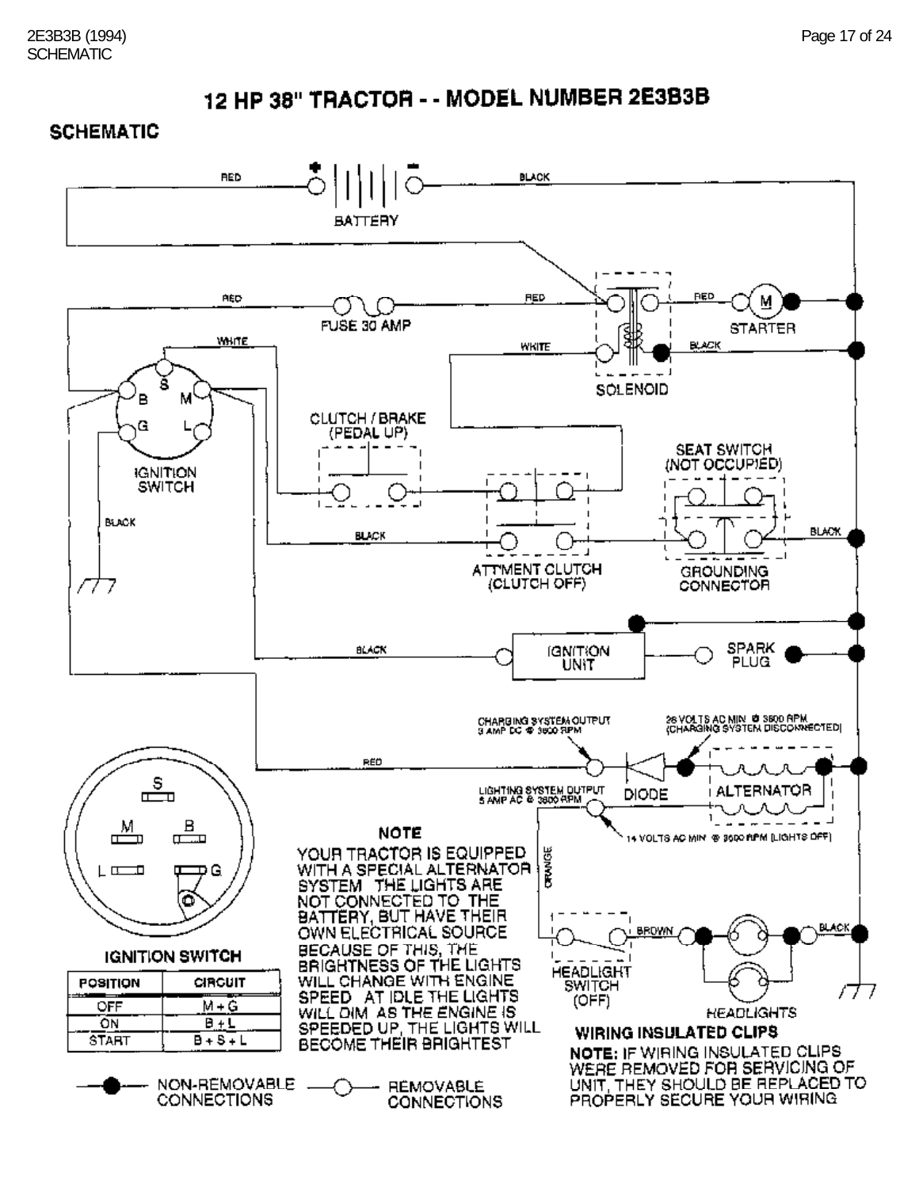# 12 HP 38" TRACTOR - - MODEL NUMBER 2E3B3B

## SCHEMATIC

BATTERY

RED

BLACK

FUSE 30 AMP

SOLENOID

STARTER

WHITE

IGNITION SWITCH

CLUTCH / BRAKE (PEDAL UP)

SEAT SWITCH (NOT OCCUPIED)

ATT'MENT CLUTCH (CLUTCH OFF)

GROUNDING CONNECTOR

IGNITION UNIT

SPARK PLUG

CHARGING SYSTEM OUTPUT 3 AMP DC @ 3600 RPM

26 VOLTS AC MIN @ 3600 RPM (CHARGING SYSTEM DISCONNECTED)

LIGHTING SYSTEM OUTPUT 5 AMP AC @ 3600 RPM

DIODE

ALTERNATOR

14 VOLTS AC MIN @ 3600 RPM (LIGHTS OFF)

ORANGE

BROWN

HEADLIGHT SWITCH (OFF)

HEADLIGHTS

### IGNITION SWITCH

| POSITION | CIRCUIT |
|---|---|
| OFF | M + G |
| ON | B + L |
| START | B + S + L |

**NOTE**

YOUR TRACTOR IS EQUIPPED WITH A SPECIAL ALTERNATOR SYSTEM. THE LIGHTS ARE NOT CONNECTED TO THE BATTERY, BUT HAVE THEIR OWN ELECTRICAL SOURCE. BECAUSE OF THIS, THE BRIGHTNESS OF THE LIGHTS WILL CHANGE WITH ENGINE SPEED. AT IDLE THE LIGHTS WILL DIM. AS THE ENGINE IS SPEEDED UP, THE LIGHTS WILL BECOME THEIR BRIGHTEST.

**WIRING INSULATED CLIPS**

**NOTE:** IF WIRING INSULATED CLIPS WERE REMOVED FOR SERVICING OF UNIT, THEY SHOULD BE REPLACED TO PROPERLY SECURE YOUR WIRING

● NON-REMOVABLE CONNECTIONS

○ REMOVABLE CONNECTIONS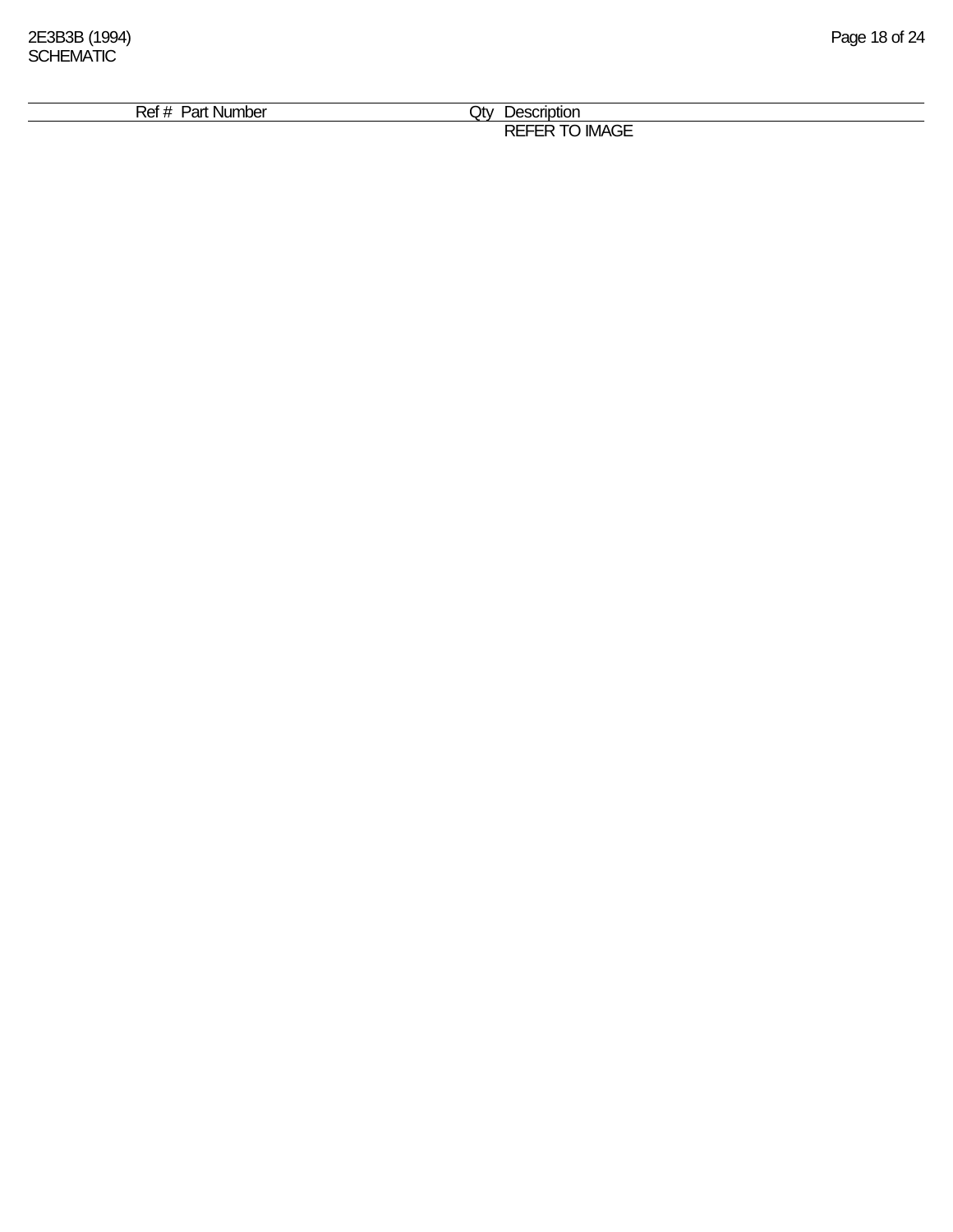2E3B3B (1994)
SCHEMATIC

| Ref # | Part Number | Qty | Description |
|---|---|---|---|
| | | | REFER TO IMAGE |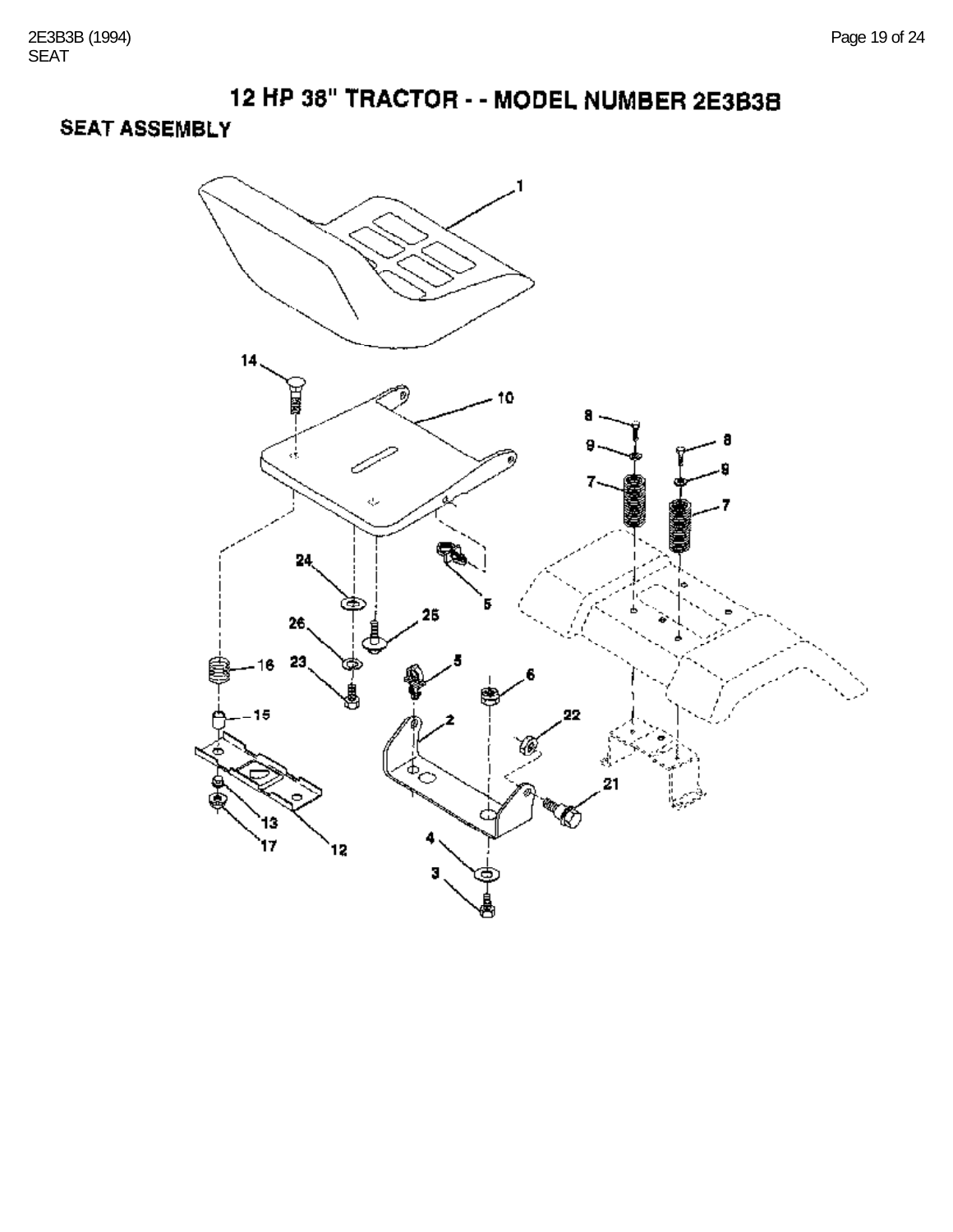# 12 HP 38" TRACTOR - - MODEL NUMBER 2E3B3B

## SEAT ASSEMBLY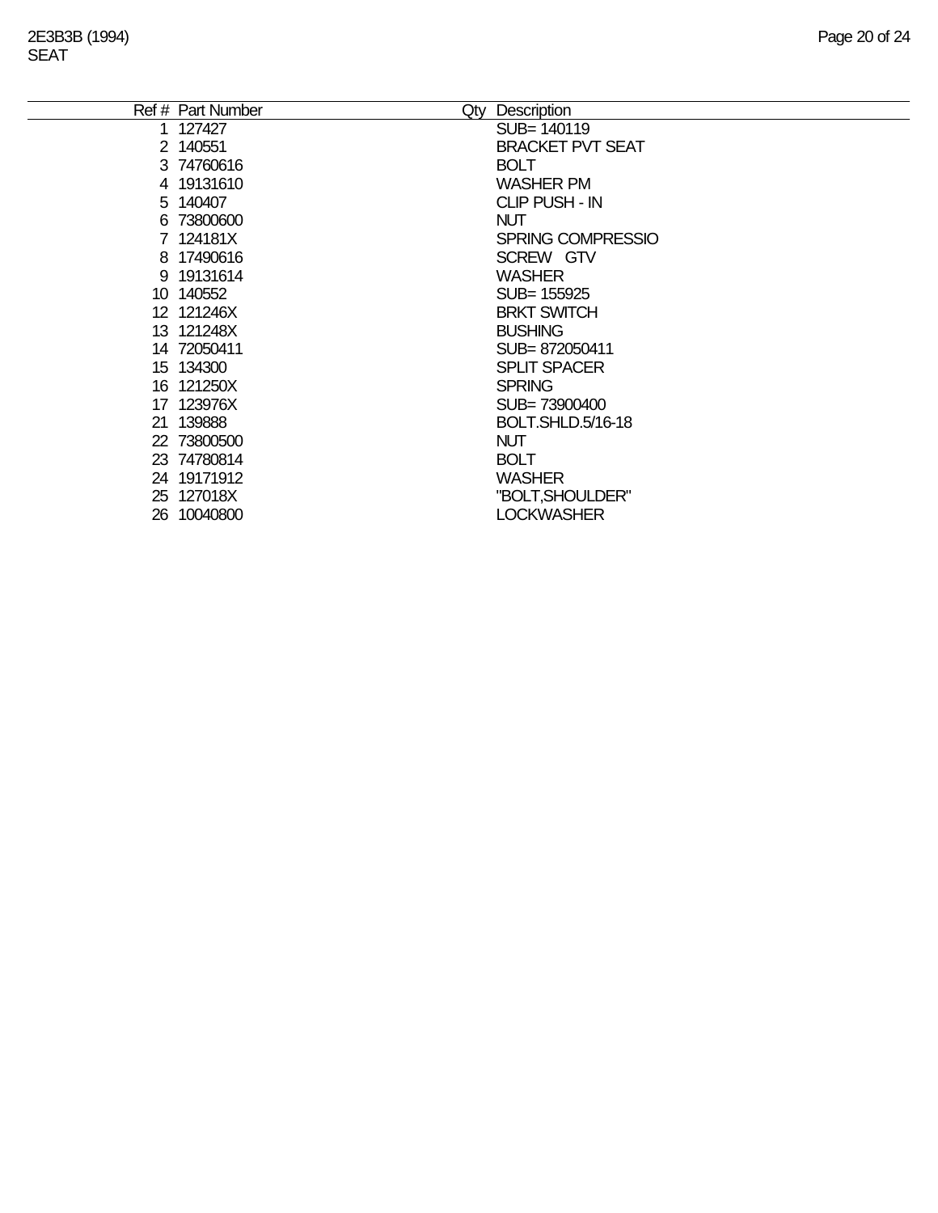2E3B3B (1994)
SEAT

| Ref # | Part Number | Qty | Description |
|---|---|---|---|
| 1 | 127427 | | SUB= 140119 |
| 2 | 140551 | | BRACKET PVT SEAT |
| 3 | 74760616 | | BOLT |
| 4 | 19131610 | | WASHER PM |
| 5 | 140407 | | CLIP PUSH - IN |
| 6 | 73800600 | | NUT |
| 7 | 124181X | | SPRING COMPRESSIO |
| 8 | 17490616 | | SCREW GTV |
| 9 | 19131614 | | WASHER |
| 10 | 140552 | | SUB= 155925 |
| 12 | 121246X | | BRKT SWITCH |
| 13 | 121248X | | BUSHING |
| 14 | 72050411 | | SUB= 872050411 |
| 15 | 134300 | | SPLIT SPACER |
| 16 | 121250X | | SPRING |
| 17 | 123976X | | SUB= 73900400 |
| 21 | 139888 | | BOLT.SHLD.5/16-18 |
| 22 | 73800500 | | NUT |
| 23 | 74780814 | | BOLT |
| 24 | 19171912 | | WASHER |
| 25 | 127018X | | "BOLT,SHOULDER" |
| 26 | 10040800 | | LOCKWASHER |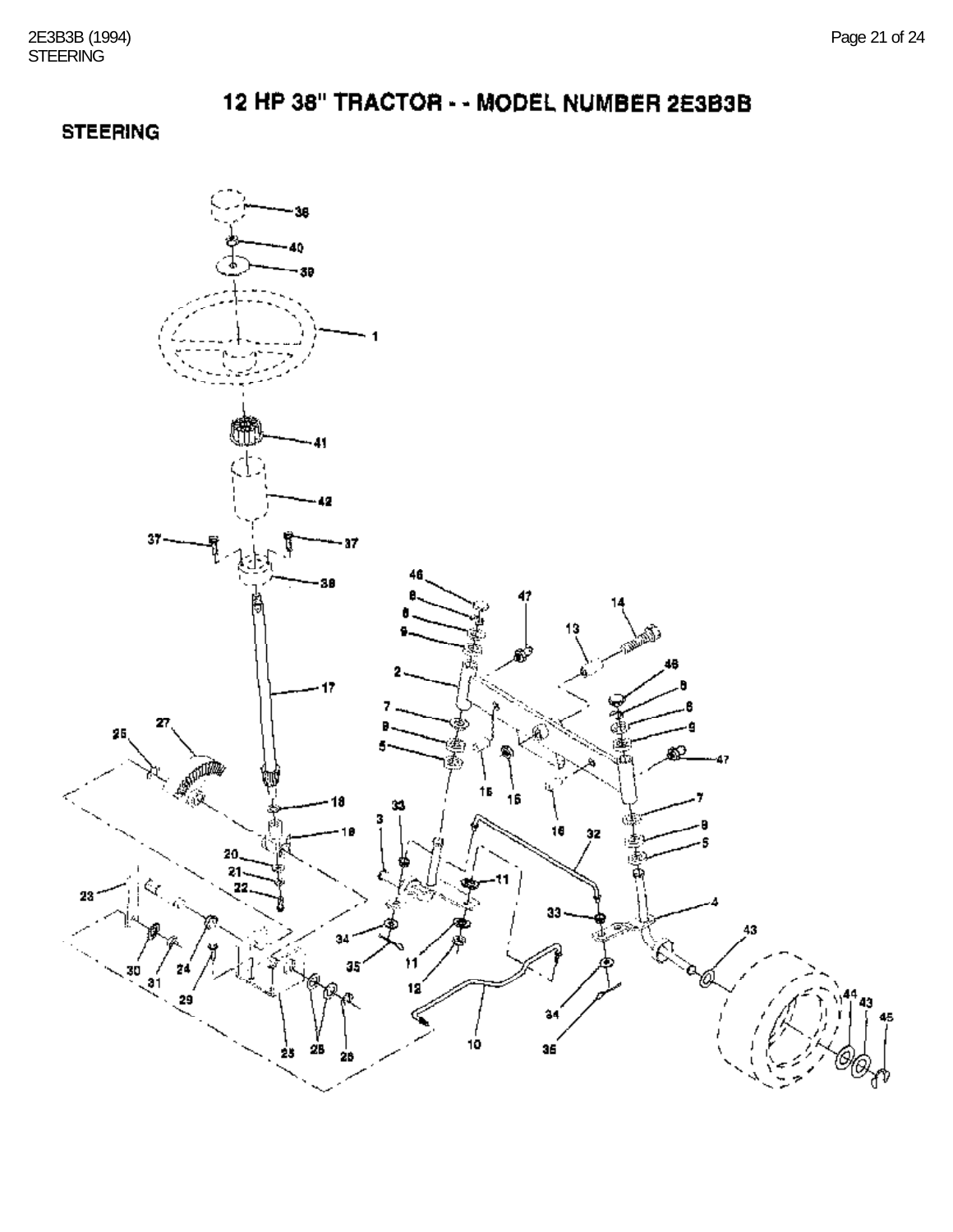# 12 HP 38" TRACTOR - - MODEL NUMBER 2E3B3B

## STEERING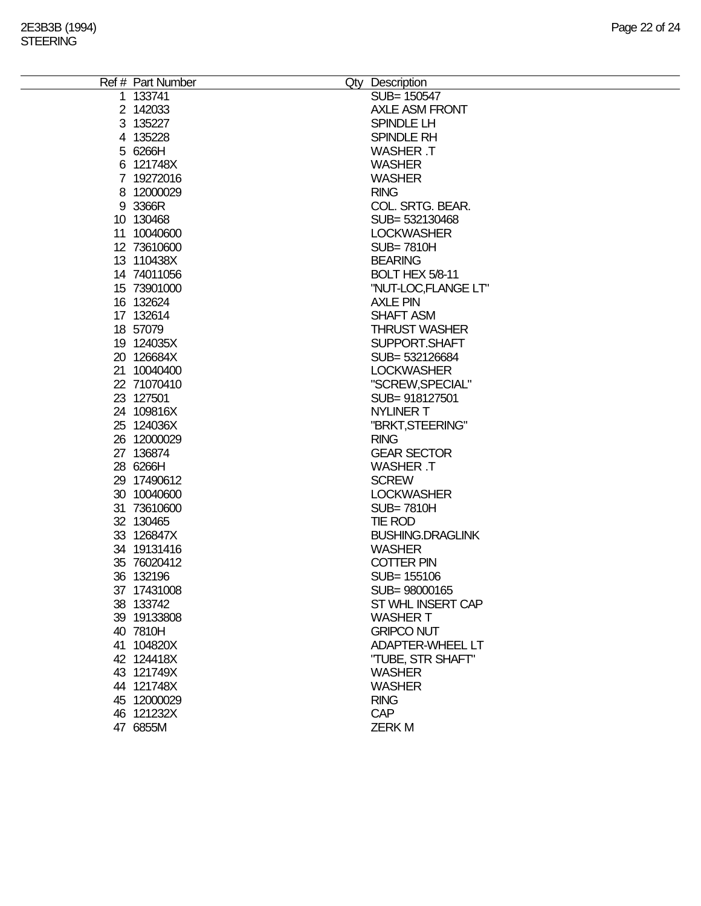2E3B3B (1994)
STEERING

| Ref # | Part Number | Qty | Description |
|---|---|---|---|
| 1 | 133741 | | SUB= 150547 |
| 2 | 142033 | | AXLE ASM FRONT |
| 3 | 135227 | | SPINDLE LH |
| 4 | 135228 | | SPINDLE RH |
| 5 | 6266H | | WASHER .T |
| 6 | 121748X | | WASHER |
| 7 | 19272016 | | WASHER |
| 8 | 12000029 | | RING |
| 9 | 3366R | | COL. SRTG. BEAR. |
| 10 | 130468 | | SUB= 532130468 |
| 11 | 10040600 | | LOCKWASHER |
| 12 | 73610600 | | SUB= 7810H |
| 13 | 110438X | | BEARING |
| 14 | 74011056 | | BOLT HEX 5/8-11 |
| 15 | 73901000 | | "NUT-LOC,FLANGE LT" |
| 16 | 132624 | | AXLE PIN |
| 17 | 132614 | | SHAFT ASM |
| 18 | 57079 | | THRUST WASHER |
| 19 | 124035X | | SUPPORT.SHAFT |
| 20 | 126684X | | SUB= 532126684 |
| 21 | 10040400 | | LOCKWASHER |
| 22 | 71070410 | | "SCREW,SPECIAL" |
| 23 | 127501 | | SUB= 918127501 |
| 24 | 109816X | | NYLINER T |
| 25 | 124036X | | "BRKT,STEERING" |
| 26 | 12000029 | | RING |
| 27 | 136874 | | GEAR SECTOR |
| 28 | 6266H | | WASHER .T |
| 29 | 17490612 | | SCREW |
| 30 | 10040600 | | LOCKWASHER |
| 31 | 73610600 | | SUB= 7810H |
| 32 | 130465 | | TIE ROD |
| 33 | 126847X | | BUSHING.DRAGLINK |
| 34 | 19131416 | | WASHER |
| 35 | 76020412 | | COTTER PIN |
| 36 | 132196 | | SUB= 155106 |
| 37 | 17431008 | | SUB= 98000165 |
| 38 | 133742 | | ST WHL INSERT CAP |
| 39 | 19133808 | | WASHER T |
| 40 | 7810H | | GRIPCO NUT |
| 41 | 104820X | | ADAPTER-WHEEL LT |
| 42 | 124418X | | "TUBE, STR SHAFT" |
| 43 | 121749X | | WASHER |
| 44 | 121748X | | WASHER |
| 45 | 12000029 | | RING |
| 46 | 121232X | | CAP |
| 47 | 6855M | | ZERK M |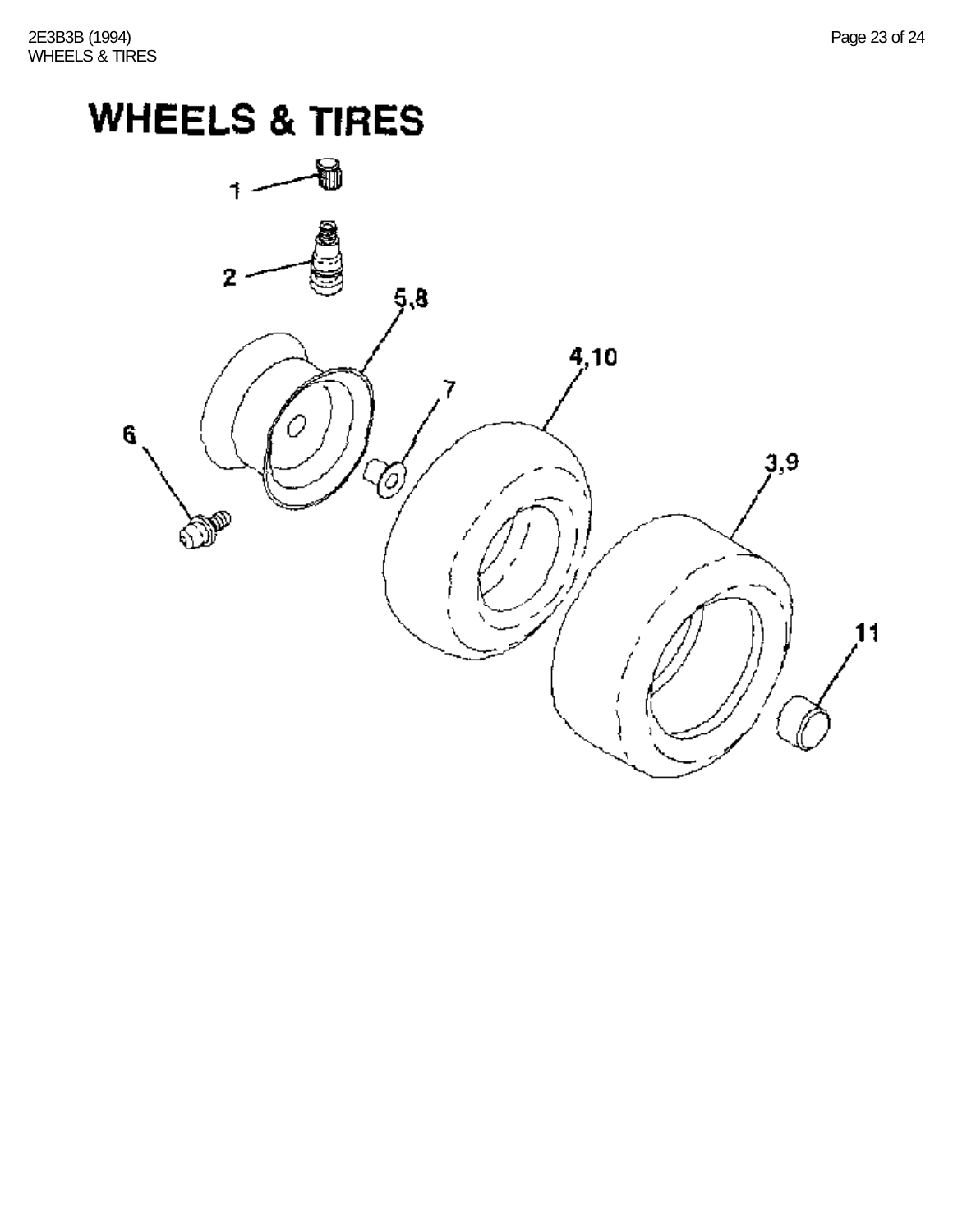# WHEELS & TIRES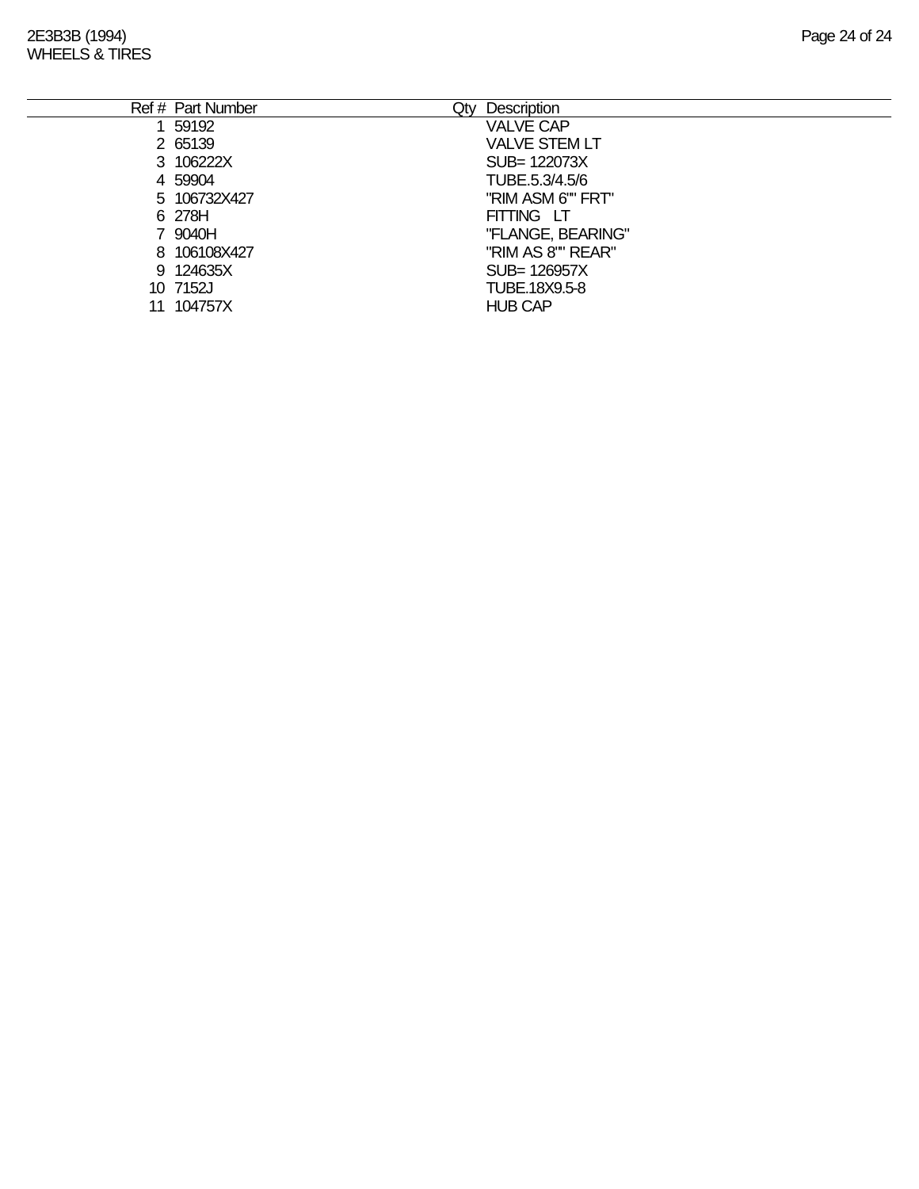| Ref # | Part Number | Qty | Description |
|---|---|---|---|
| 1 | 59192 | | VALVE CAP |
| 2 | 65139 | | VALVE STEM LT |
| 3 | 106222X | | SUB= 122073X |
| 4 | 59904 | | TUBE.5.3/4.5/6 |
| 5 | 106732X427 | | "RIM ASM 6"" FRT" |
| 6 | 278H | | FITTING LT |
| 7 | 9040H | | "FLANGE, BEARING" |
| 8 | 106108X427 | | "RIM AS 8"" REAR" |
| 9 | 124635X | | SUB= 126957X |
| 10 | 7152J | | TUBE.18X9.5-8 |
| 11 | 104757X | | HUB CAP |